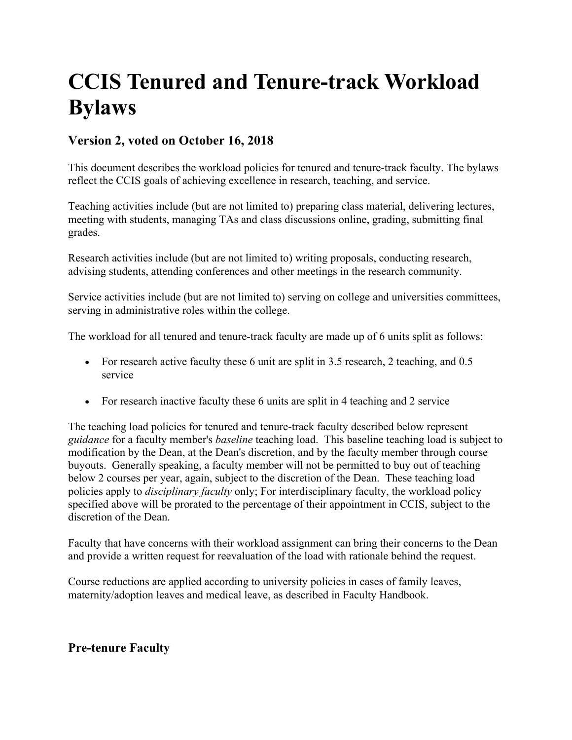# CCIS Tenured and Tenure-track Workload Bylaws

## Version 2, voted on October 16, 2018

This document describes the workload policies for tenured and tenure-track faculty. The bylaws reflect the CCIS goals of achieving excellence in research, teaching, and service.

Teaching activities include (but are not limited to) preparing class material, delivering lectures, meeting with students, managing TAs and class discussions online, grading, submitting final grades.

Research activities include (but are not limited to) writing proposals, conducting research, advising students, attending conferences and other meetings in the research community.

Service activities include (but are not limited to) serving on college and universities committees, serving in administrative roles within the college.

The workload for all tenured and tenure-track faculty are made up of 6 units split as follows:

- For research active faculty these 6 unit are split in 3.5 research, 2 teaching, and 0.5 service
- For research inactive faculty these 6 units are split in 4 teaching and 2 service

The teaching load policies for tenured and tenure-track faculty described below represent *guidance* for a faculty member's *baseline* teaching load. This baseline teaching load is subject to modification by the Dean, at the Dean's discretion, and by the faculty member through course buyouts. Generally speaking, a faculty member will not be permitted to buy out of teaching below 2 courses per year, again, subject to the discretion of the Dean. These teaching load policies apply to *disciplinary faculty* only; For interdisciplinary faculty, the workload policy specified above will be prorated to the percentage of their appointment in CCIS, subject to the discretion of the Dean.

Faculty that have concerns with their workload assignment can bring their concerns to the Dean and provide a written request for reevaluation of the load with rationale behind the request.

Course reductions are applied according to university policies in cases of family leaves, maternity/adoption leaves and medical leave, as described in Faculty Handbook.

### Pre-tenure Faculty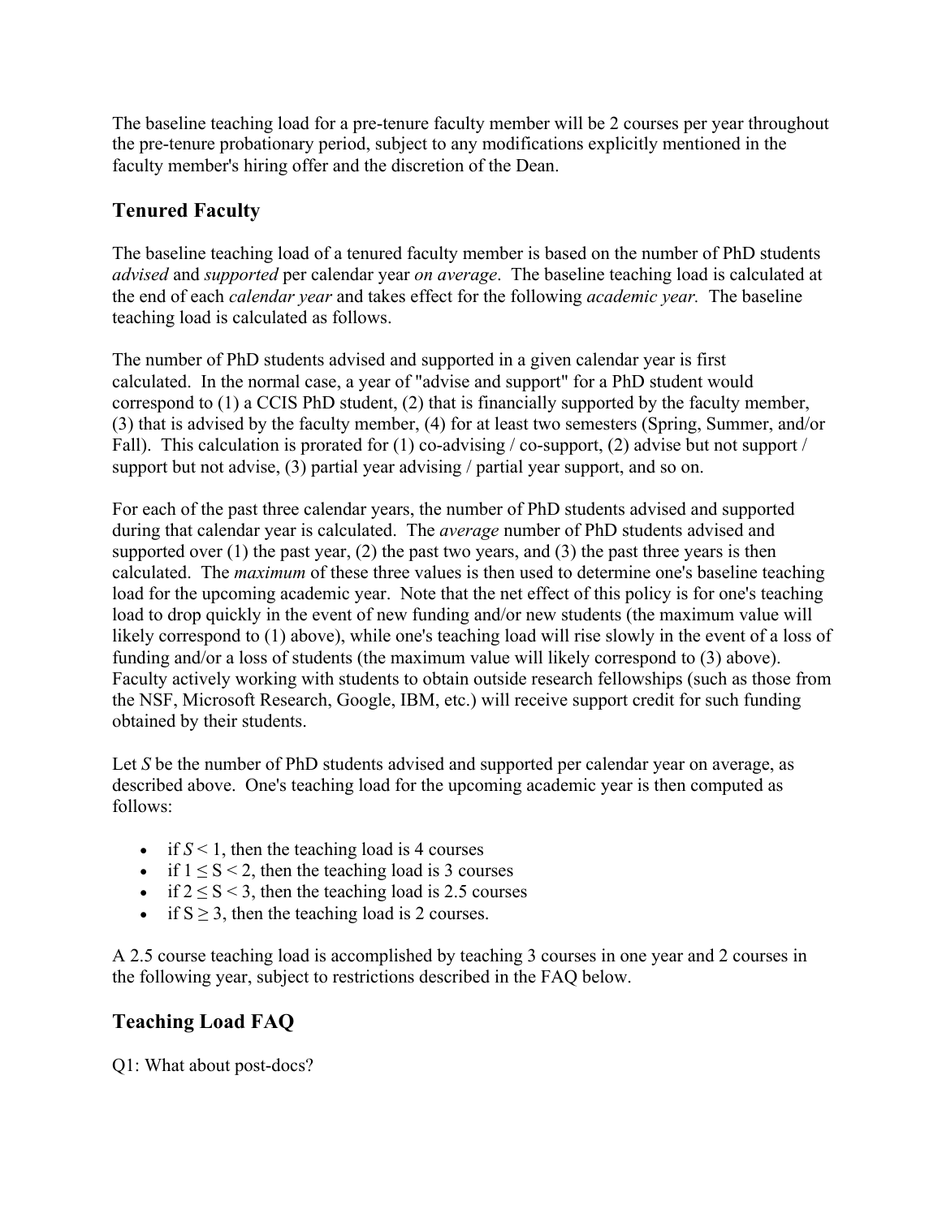The baseline teaching load for a pre-tenure faculty member will be 2 courses per year throughout the pre-tenure probationary period, subject to any modifications explicitly mentioned in the faculty member's hiring offer and the discretion of the Dean.

## Tenured Faculty

The baseline teaching load of a tenured faculty member is based on the number of PhD students *advised* and *supported* per calendar year *on average*. The baseline teaching load is calculated at the end of each *calendar year* and takes effect for the following *academic year.* The baseline teaching load is calculated as follows.

The number of PhD students advised and supported in a given calendar year is first calculated. In the normal case, a year of "advise and support" for a PhD student would correspond to (1) a CCIS PhD student, (2) that is financially supported by the faculty member, (3) that is advised by the faculty member, (4) for at least two semesters (Spring, Summer, and/or Fall). This calculation is prorated for (1) co-advising / co-support, (2) advise but not support / support but not advise, (3) partial year advising / partial year support, and so on.

For each of the past three calendar years, the number of PhD students advised and supported during that calendar year is calculated. The *average* number of PhD students advised and supported over (1) the past year, (2) the past two years, and (3) the past three years is then calculated. The *maximum* of these three values is then used to determine one's baseline teaching load for the upcoming academic year. Note that the net effect of this policy is for one's teaching load to drop quickly in the event of new funding and/or new students (the maximum value will likely correspond to (1) above), while one's teaching load will rise slowly in the event of a loss of funding and/or a loss of students (the maximum value will likely correspond to (3) above). Faculty actively working with students to obtain outside research fellowships (such as those from the NSF, Microsoft Research, Google, IBM, etc.) will receive support credit for such funding obtained by their students.

Let $S$ be the number of PhD students advised and supported per calendar year on average, as described above. One's teaching load for the upcoming academic year is then computed as follows:

- if $S < 1$, then the teaching load is 4 courses
- if $1 \leq S < 2$, then the teaching load is 3 courses
- if $2 \leq S < 3$, then the teaching load is 2.5 courses
- if $S \geq 3$, then the teaching load is 2 courses.

A 2.5 course teaching load is accomplished by teaching 3 courses in one year and 2 courses in the following year, subject to restrictions described in the FAQ below.

## Teaching Load FAQ

Q1: What about post-docs?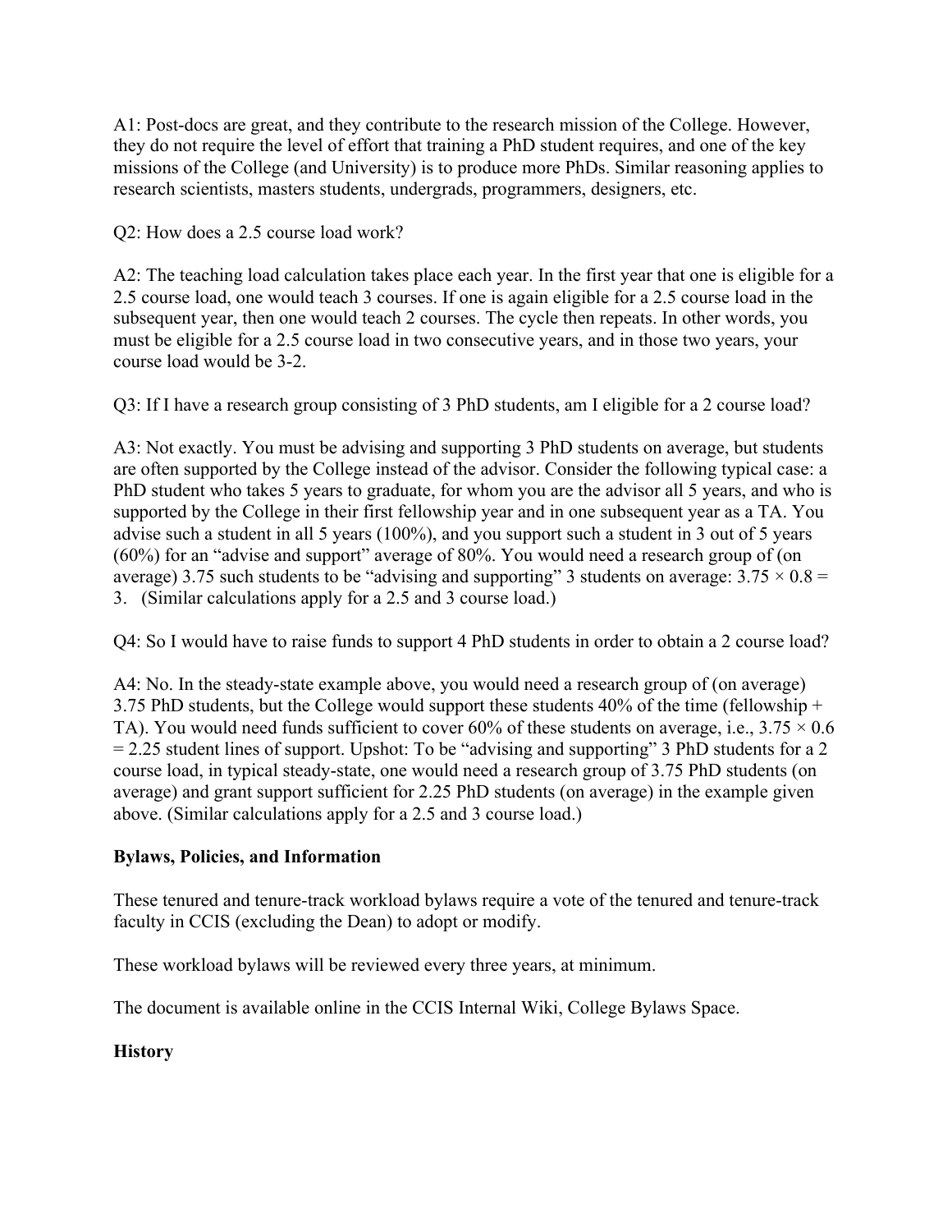A1: Post-docs are great, and they contribute to the research mission of the College. However, they do not require the level of effort that training a PhD student requires, and one of the key missions of the College (and University) is to produce more PhDs. Similar reasoning applies to research scientists, masters students, undergrads, programmers, designers, etc.

Q2: How does a 2.5 course load work?

A2: The teaching load calculation takes place each year. In the first year that one is eligible for a 2.5 course load, one would teach 3 courses. If one is again eligible for a 2.5 course load in the subsequent year, then one would teach 2 courses. The cycle then repeats. In other words, you must be eligible for a 2.5 course load in two consecutive years, and in those two years, your course load would be 3-2.

Q3: If I have a research group consisting of 3 PhD students, am I eligible for a 2 course load?

A3: Not exactly. You must be advising and supporting 3 PhD students on average, but students are often supported by the College instead of the advisor. Consider the following typical case: a PhD student who takes 5 years to graduate, for whom you are the advisor all 5 years, and who is supported by the College in their first fellowship year and in one subsequent year as a TA. You advise such a student in all 5 years (100%), and you support such a student in 3 out of 5 years (60%) for an "advise and support" average of 80%. You would need a research group of (on average) 3.75 such students to be "advising and supporting" 3 students on average: $3.75 \times 0.8 = 3$. (Similar calculations apply for a 2.5 and 3 course load.)

Q4: So I would have to raise funds to support 4 PhD students in order to obtain a 2 course load?

A4: No. In the steady-state example above, you would need a research group of (on average) 3.75 PhD students, but the College would support these students 40% of the time (fellowship + TA). You would need funds sufficient to cover 60% of these students on average, i.e., $3.75 \times 0.6 = 2.25$ student lines of support. Upshot: To be "advising and supporting" 3 PhD students for a 2 course load, in typical steady-state, one would need a research group of 3.75 PhD students (on average) and grant support sufficient for 2.25 PhD students (on average) in the example given above. (Similar calculations apply for a 2.5 and 3 course load.)

**Bylaws, Policies, and Information**

These tenured and tenure-track workload bylaws require a vote of the tenured and tenure-track faculty in CCIS (excluding the Dean) to adopt or modify.

These workload bylaws will be reviewed every three years, at minimum.

The document is available online in the CCIS Internal Wiki, College Bylaws Space.

**History**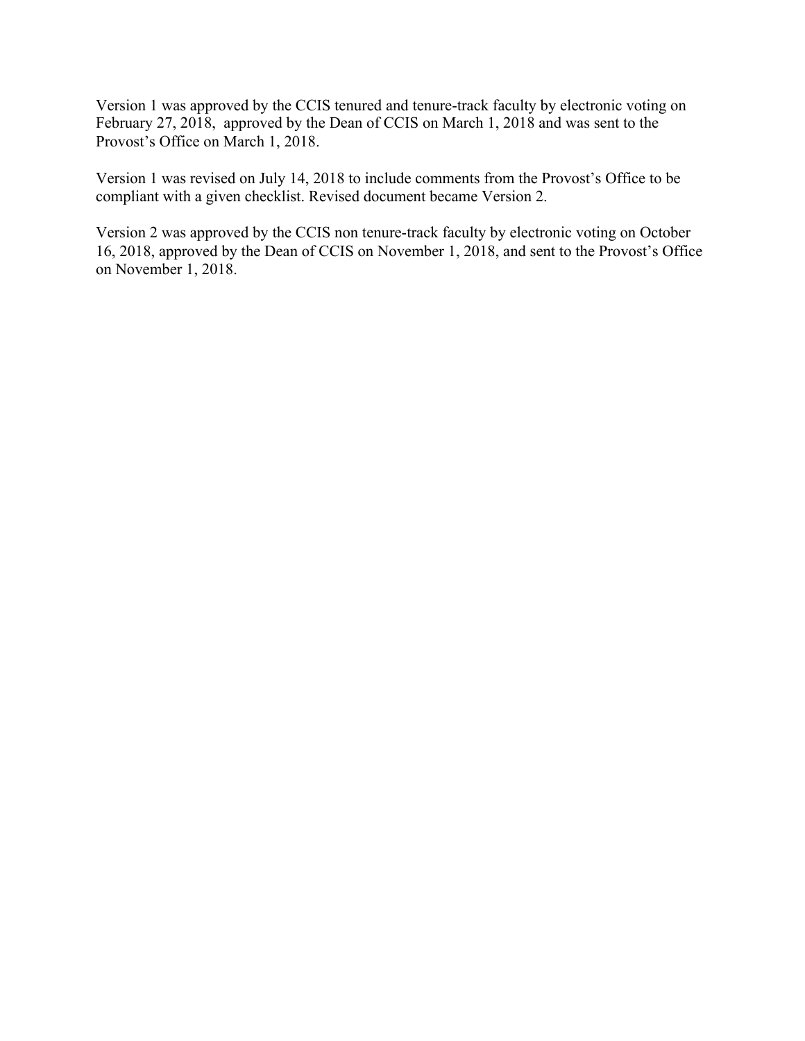Version 1 was approved by the CCIS tenured and tenure-track faculty by electronic voting on February 27, 2018,  approved by the Dean of CCIS on March 1, 2018 and was sent to the Provost's Office on March 1, 2018.

Version 1 was revised on July 14, 2018 to include comments from the Provost's Office to be compliant with a given checklist. Revised document became Version 2.

Version 2 was approved by the CCIS non tenure-track faculty by electronic voting on October 16, 2018, approved by the Dean of CCIS on November 1, 2018, and sent to the Provost's Office on November 1, 2018.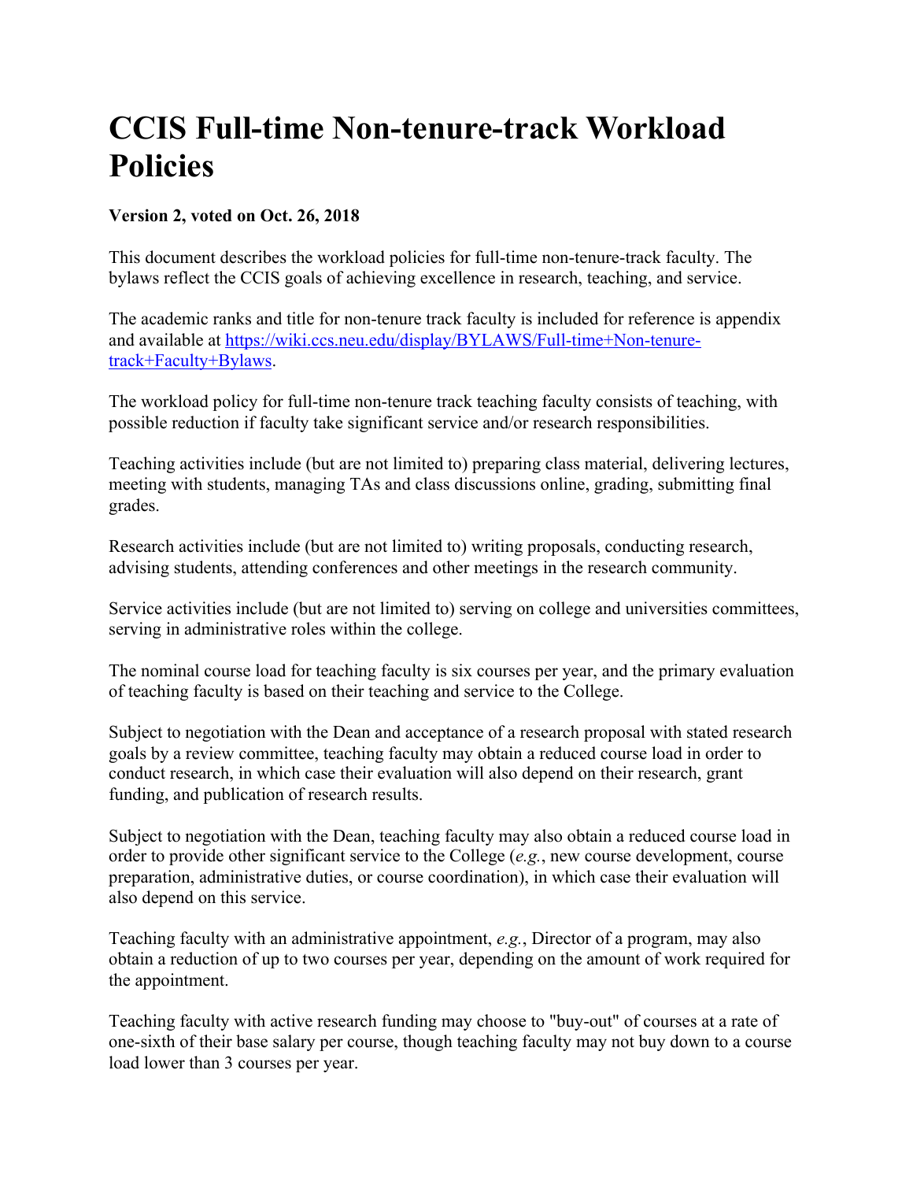# CCIS Full-time Non-tenure-track Workload Policies

**Version 2, voted on Oct. 26, 2018**

This document describes the workload policies for full-time non-tenure-track faculty. The bylaws reflect the CCIS goals of achieving excellence in research, teaching, and service.

The academic ranks and title for non-tenure track faculty is included for reference is appendix and available at [https://wiki.ccs.neu.edu/display/BYLAWS/Full-time+Non-tenure-track+Faculty+Bylaws](https://wiki.ccs.neu.edu/display/BYLAWS/Full-time+Non-tenure-track+Faculty+Bylaws).

The workload policy for full-time non-tenure track teaching faculty consists of teaching, with possible reduction if faculty take significant service and/or research responsibilities.

Teaching activities include (but are not limited to) preparing class material, delivering lectures, meeting with students, managing TAs and class discussions online, grading, submitting final grades.

Research activities include (but are not limited to) writing proposals, conducting research, advising students, attending conferences and other meetings in the research community.

Service activities include (but are not limited to) serving on college and universities committees, serving in administrative roles within the college.

The nominal course load for teaching faculty is six courses per year, and the primary evaluation of teaching faculty is based on their teaching and service to the College.

Subject to negotiation with the Dean and acceptance of a research proposal with stated research goals by a review committee, teaching faculty may obtain a reduced course load in order to conduct research, in which case their evaluation will also depend on their research, grant funding, and publication of research results.

Subject to negotiation with the Dean, teaching faculty may also obtain a reduced course load in order to provide other significant service to the College (*e.g.*, new course development, course preparation, administrative duties, or course coordination), in which case their evaluation will also depend on this service.

Teaching faculty with an administrative appointment, *e.g.*, Director of a program, may also obtain a reduction of up to two courses per year, depending on the amount of work required for the appointment.

Teaching faculty with active research funding may choose to "buy-out" of courses at a rate of one-sixth of their base salary per course, though teaching faculty may not buy down to a course load lower than 3 courses per year.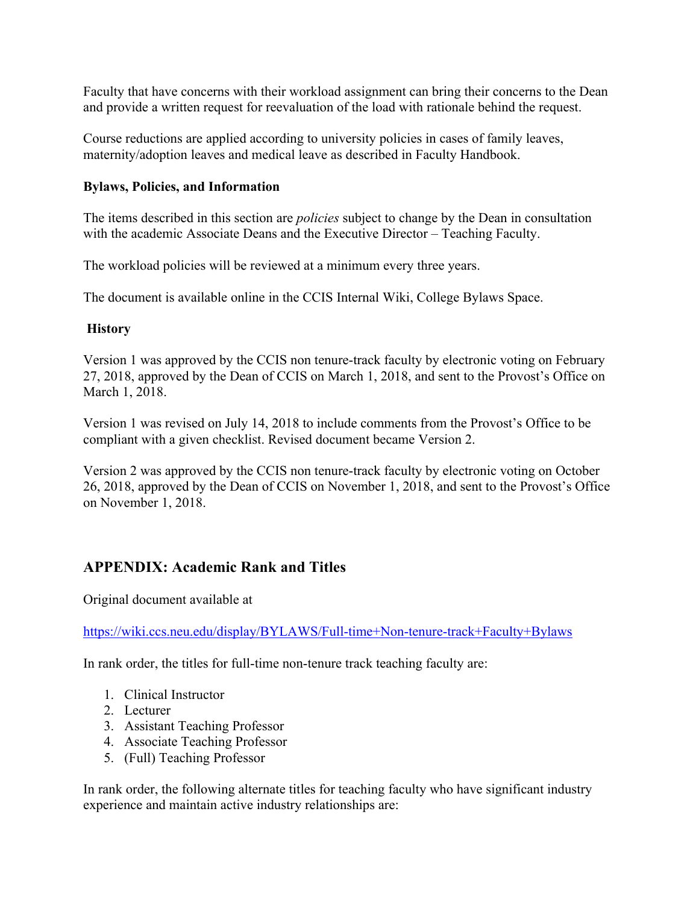Faculty that have concerns with their workload assignment can bring their concerns to the Dean and provide a written request for reevaluation of the load with rationale behind the request.

Course reductions are applied according to university policies in cases of family leaves, maternity/adoption leaves and medical leave as described in Faculty Handbook.

**Bylaws, Policies, and Information**

The items described in this section are *policies* subject to change by the Dean in consultation with the academic Associate Deans and the Executive Director – Teaching Faculty.

The workload policies will be reviewed at a minimum every three years.

The document is available online in the CCIS Internal Wiki, College Bylaws Space.

**History**

Version 1 was approved by the CCIS non tenure-track faculty by electronic voting on February 27, 2018, approved by the Dean of CCIS on March 1, 2018, and sent to the Provost's Office on March 1, 2018.

Version 1 was revised on July 14, 2018 to include comments from the Provost's Office to be compliant with a given checklist. Revised document became Version 2.

Version 2 was approved by the CCIS non tenure-track faculty by electronic voting on October 26, 2018, approved by the Dean of CCIS on November 1, 2018, and sent to the Provost's Office on November 1, 2018.

## APPENDIX: Academic Rank and Titles

Original document available at

[https://wiki.ccs.neu.edu/display/BYLAWS/Full-time+Non-tenure-track+Faculty+Bylaws](https://wiki.ccs.neu.edu/display/BYLAWS/Full-time+Non-tenure-track+Faculty+Bylaws)

In rank order, the titles for full-time non-tenure track teaching faculty are:

1. Clinical Instructor
2. Lecturer
3. Assistant Teaching Professor
4. Associate Teaching Professor
5. (Full) Teaching Professor

In rank order, the following alternate titles for teaching faculty who have significant industry experience and maintain active industry relationships are: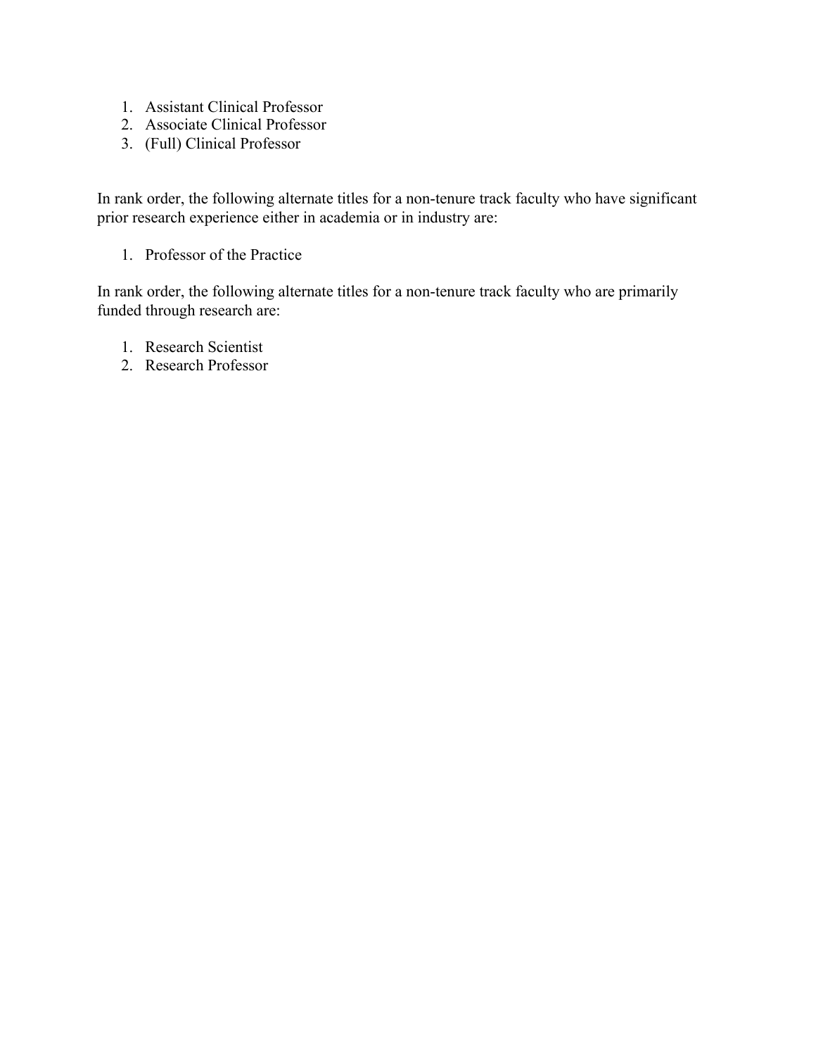1. Assistant Clinical Professor
2. Associate Clinical Professor
3. (Full) Clinical Professor

In rank order, the following alternate titles for a non-tenure track faculty who have significant prior research experience either in academia or in industry are:

1. Professor of the Practice

In rank order, the following alternate titles for a non-tenure track faculty who are primarily funded through research are:

1. Research Scientist
2. Research Professor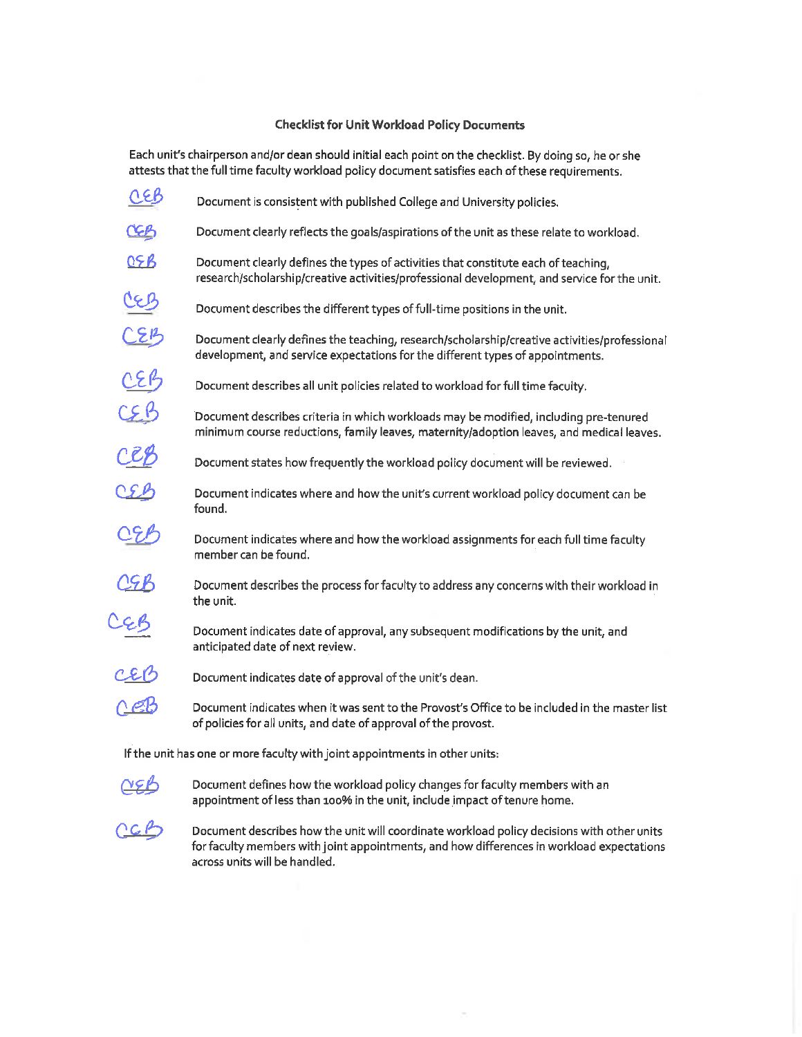**Checklist for Unit Workload Policy Documents**

Each unit's chairperson and/or dean should initial each point on the checklist. By doing so, he or she attests that the full time faculty workload policy document satisfies each of these requirements.

CEB Document is consistent with published College and University policies.

CEB Document clearly reflects the goals/aspirations of the unit as these relate to workload.

CEB Document clearly defines the types of activities that constitute each of teaching, research/scholarship/creative activities/professional development, and service for the unit.

CEB Document describes the different types of full-time positions in the unit.

CEB Document clearly defines the teaching, research/scholarship/creative activities/professional development, and service expectations for the different types of appointments.

CEB Document describes all unit policies related to workload for full time faculty.

CEB Document describes criteria in which workloads may be modified, including pre-tenured minimum course reductions, family leaves, maternity/adoption leaves, and medical leaves.

CEB Document states how frequently the workload policy document will be reviewed.

CEB Document indicates where and how the unit's current workload policy document can be found.

CEB Document indicates where and how the workload assignments for each full time faculty member can be found.

CEB Document describes the process for faculty to address any concerns with their workload in the unit.

CEB Document indicates date of approval, any subsequent modifications by the unit, and anticipated date of next review.

CEB Document indicates date of approval of the unit's dean.

CEB Document indicates when it was sent to the Provost's Office to be included in the master list of policies for all units, and date of approval of the provost.

If the unit has one or more faculty with joint appointments in other units:

CEB Document defines how the workload policy changes for faculty members with an appointment of less than 100% in the unit, include impact of tenure home.

CEB Document describes how the unit will coordinate workload policy decisions with other units for faculty members with joint appointments, and how differences in workload expectations across units will be handled.